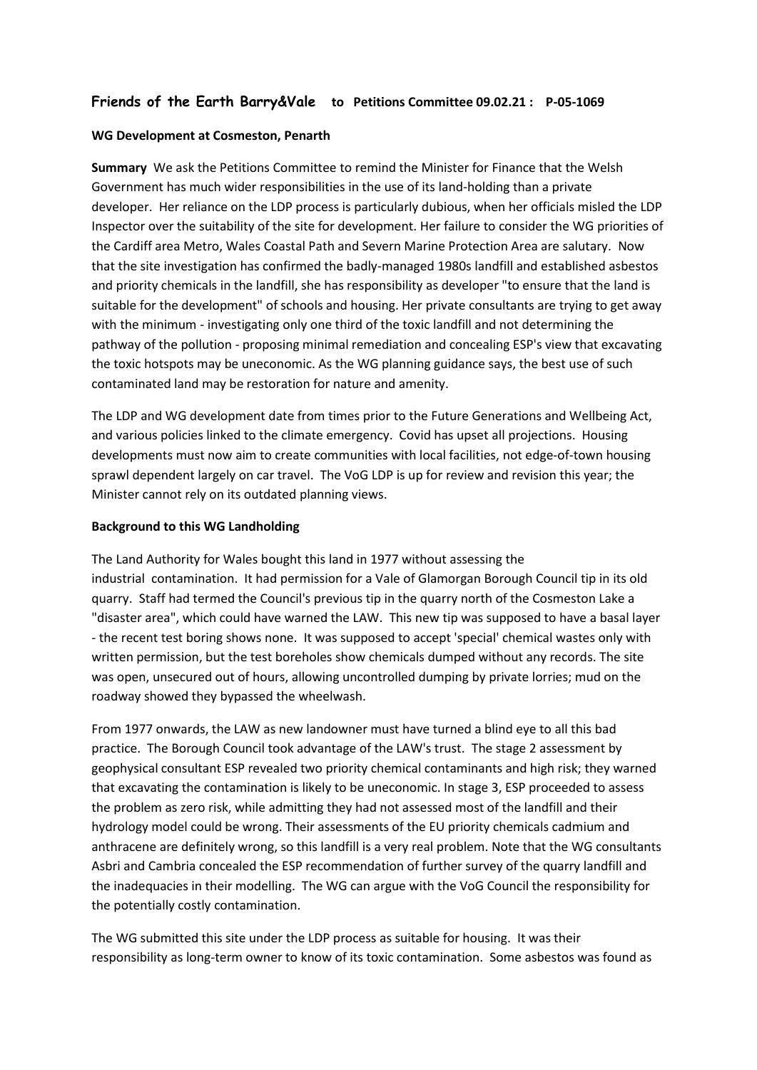## Friends of the Earth Barry&Vale to Petitions Committee 09.02.21 : P-05-1069

**WG Development at Cosmeston, Penarth**

**Summary** We ask the Petitions Committee to remind the Minister for Finance that the Welsh Government has much wider responsibilities in the use of its land-holding than a private developer. Her reliance on the LDP process is particularly dubious, when her officials misled the LDP Inspector over the suitability of the site for development. Her failure to consider the WG priorities of the Cardiff area Metro, Wales Coastal Path and Severn Marine Protection Area are salutary. Now that the site investigation has confirmed the badly-managed 1980s landfill and established asbestos and priority chemicals in the landfill, she has responsibility as developer "to ensure that the land is suitable for the development" of schools and housing. Her private consultants are trying to get away with the minimum - investigating only one third of the toxic landfill and not determining the pathway of the pollution - proposing minimal remediation and concealing ESP's view that excavating the toxic hotspots may be uneconomic. As the WG planning guidance says, the best use of such contaminated land may be restoration for nature and amenity.

The LDP and WG development date from times prior to the Future Generations and Wellbeing Act, and various policies linked to the climate emergency. Covid has upset all projections. Housing developments must now aim to create communities with local facilities, not edge-of-town housing sprawl dependent largely on car travel. The VoG LDP is up for review and revision this year; the Minister cannot rely on its outdated planning views.

**Background to this WG Landholding**

The Land Authority for Wales bought this land in 1977 without assessing the industrial contamination. It had permission for a Vale of Glamorgan Borough Council tip in its old quarry. Staff had termed the Council's previous tip in the quarry north of the Cosmeston Lake a "disaster area", which could have warned the LAW. This new tip was supposed to have a basal layer - the recent test boring shows none. It was supposed to accept 'special' chemical wastes only with written permission, but the test boreholes show chemicals dumped without any records. The site was open, unsecured out of hours, allowing uncontrolled dumping by private lorries; mud on the roadway showed they bypassed the wheelwash.

From 1977 onwards, the LAW as new landowner must have turned a blind eye to all this bad practice. The Borough Council took advantage of the LAW's trust. The stage 2 assessment by geophysical consultant ESP revealed two priority chemical contaminants and high risk; they warned that excavating the contamination is likely to be uneconomic. In stage 3, ESP proceeded to assess the problem as zero risk, while admitting they had not assessed most of the landfill and their hydrology model could be wrong. Their assessments of the EU priority chemicals cadmium and anthracene are definitely wrong, so this landfill is a very real problem. Note that the WG consultants Asbri and Cambria concealed the ESP recommendation of further survey of the quarry landfill and the inadequacies in their modelling. The WG can argue with the VoG Council the responsibility for the potentially costly contamination.

The WG submitted this site under the LDP process as suitable for housing. It was their responsibility as long-term owner to know of its toxic contamination. Some asbestos was found as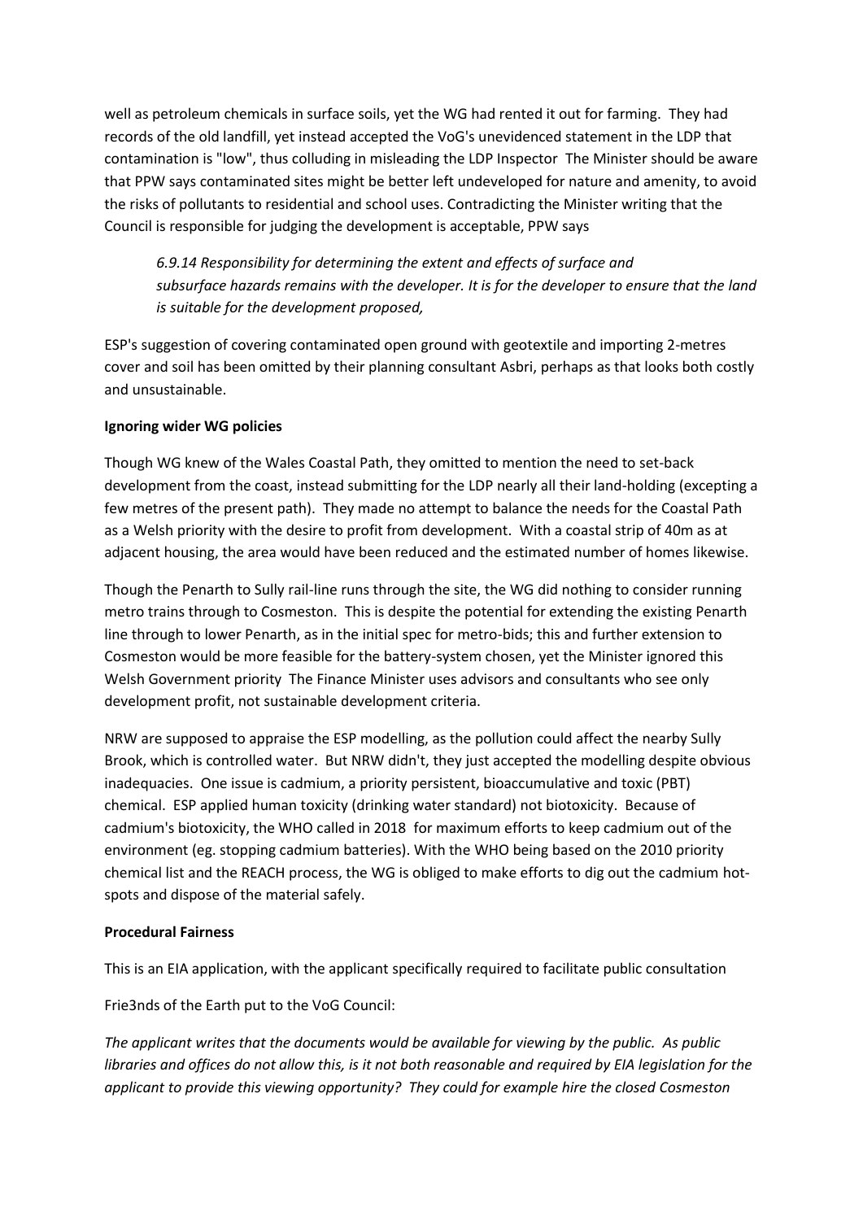well as petroleum chemicals in surface soils, yet the WG had rented it out for farming. They had records of the old landfill, yet instead accepted the VoG's unevidenced statement in the LDP that contamination is "low", thus colluding in misleading the LDP Inspector The Minister should be aware that PPW says contaminated sites might be better left undeveloped for nature and amenity, to avoid the risks of pollutants to residential and school uses. Contradicting the Minister writing that the Council is responsible for judging the development is acceptable, PPW says

> *6.9.14 Responsibility for determining the extent and effects of surface and subsurface hazards remains with the developer. It is for the developer to ensure that the land is suitable for the development proposed,*

ESP's suggestion of covering contaminated open ground with geotextile and importing 2-metres cover and soil has been omitted by their planning consultant Asbri, perhaps as that looks both costly and unsustainable.

**Ignoring wider WG policies**

Though WG knew of the Wales Coastal Path, they omitted to mention the need to set-back development from the coast, instead submitting for the LDP nearly all their land-holding (excepting a few metres of the present path). They made no attempt to balance the needs for the Coastal Path as a Welsh priority with the desire to profit from development. With a coastal strip of 40m as at adjacent housing, the area would have been reduced and the estimated number of homes likewise.

Though the Penarth to Sully rail-line runs through the site, the WG did nothing to consider running metro trains through to Cosmeston. This is despite the potential for extending the existing Penarth line through to lower Penarth, as in the initial spec for metro-bids; this and further extension to Cosmeston would be more feasible for the battery-system chosen, yet the Minister ignored this Welsh Government priority The Finance Minister uses advisors and consultants who see only development profit, not sustainable development criteria.

NRW are supposed to appraise the ESP modelling, as the pollution could affect the nearby Sully Brook, which is controlled water. But NRW didn't, they just accepted the modelling despite obvious inadequacies. One issue is cadmium, a priority persistent, bioaccumulative and toxic (PBT) chemical. ESP applied human toxicity (drinking water standard) not biotoxicity. Because of cadmium's biotoxicity, the WHO called in 2018 for maximum efforts to keep cadmium out of the environment (eg. stopping cadmium batteries). With the WHO being based on the 2010 priority chemical list and the REACH process, the WG is obliged to make efforts to dig out the cadmium hot-spots and dispose of the material safely.

**Procedural Fairness**

This is an EIA application, with the applicant specifically required to facilitate public consultation

Frie3nds of the Earth put to the VoG Council:

*The applicant writes that the documents would be available for viewing by the public. As public libraries and offices do not allow this, is it not both reasonable and required by EIA legislation for the applicant to provide this viewing opportunity? They could for example hire the closed Cosmeston*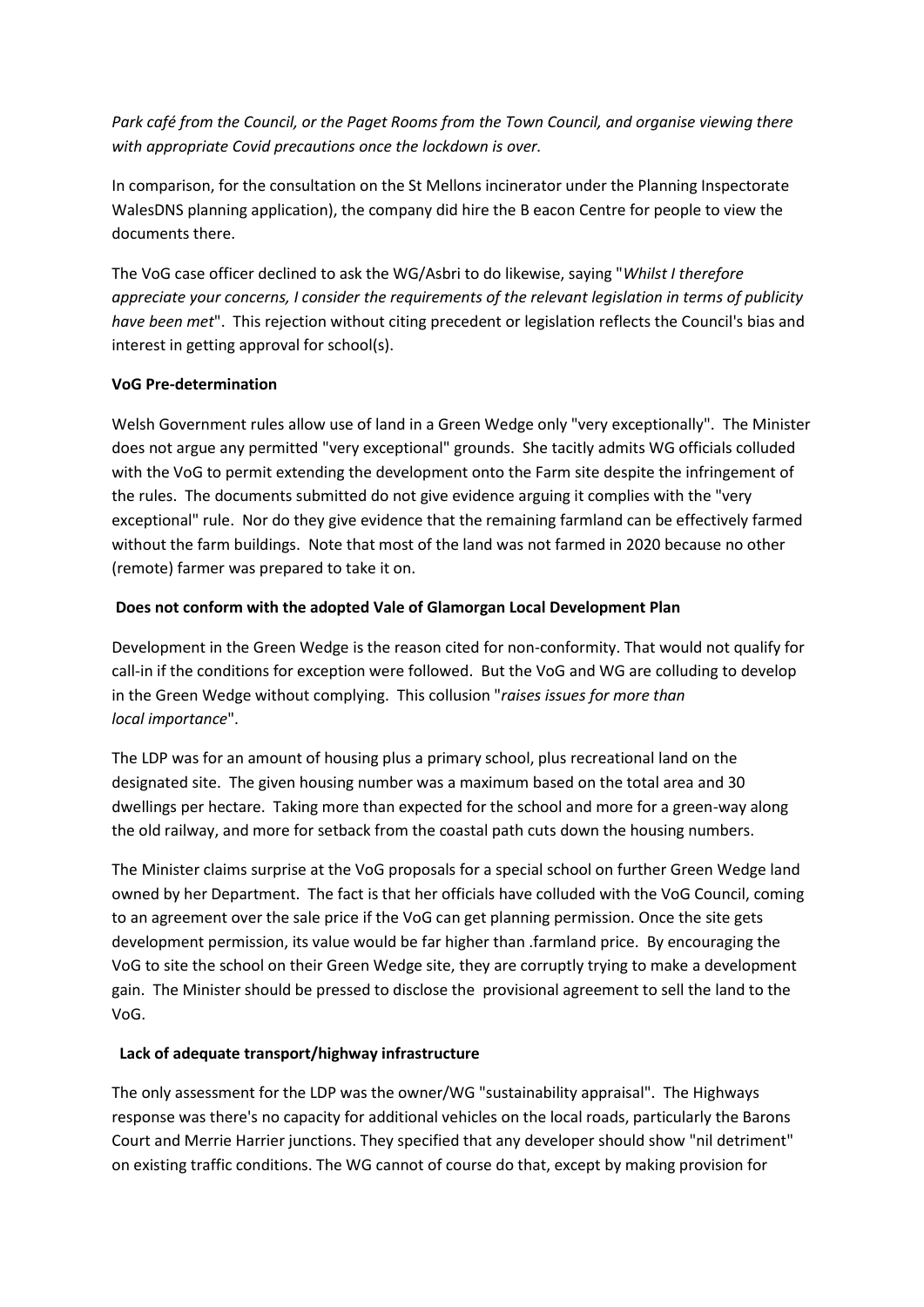*Park café from the Council, or the Paget Rooms from the Town Council, and organise viewing there with appropriate Covid precautions once the lockdown is over.*

In comparison, for the consultation on the St Mellons incinerator under the Planning Inspectorate WalesDNS planning application), the company did hire the B eacon Centre for people to view the documents there.

The VoG case officer declined to ask the WG/Asbri to do likewise, saying "*Whilst I therefore appreciate your concerns, I consider the requirements of the relevant legislation in terms of publicity have been met*". This rejection without citing precedent or legislation reflects the Council's bias and interest in getting approval for school(s).

**VoG Pre-determination**

Welsh Government rules allow use of land in a Green Wedge only "very exceptionally". The Minister does not argue any permitted "very exceptional" grounds. She tacitly admits WG officials colluded with the VoG to permit extending the development onto the Farm site despite the infringement of the rules. The documents submitted do not give evidence arguing it complies with the "very exceptional" rule. Nor do they give evidence that the remaining farmland can be effectively farmed without the farm buildings. Note that most of the land was not farmed in 2020 because no other (remote) farmer was prepared to take it on.

**Does not conform with the adopted Vale of Glamorgan Local Development Plan**

Development in the Green Wedge is the reason cited for non-conformity. That would not qualify for call-in if the conditions for exception were followed. But the VoG and WG are colluding to develop in the Green Wedge without complying. This collusion "*raises issues for more than local importance*".

The LDP was for an amount of housing plus a primary school, plus recreational land on the designated site. The given housing number was a maximum based on the total area and 30 dwellings per hectare. Taking more than expected for the school and more for a green-way along the old railway, and more for setback from the coastal path cuts down the housing numbers.

The Minister claims surprise at the VoG proposals for a special school on further Green Wedge land owned by her Department. The fact is that her officials have colluded with the VoG Council, coming to an agreement over the sale price if the VoG can get planning permission. Once the site gets development permission, its value would be far higher than .farmland price. By encouraging the VoG to site the school on their Green Wedge site, they are corruptly trying to make a development gain. The Minister should be pressed to disclose the provisional agreement to sell the land to the VoG.

**Lack of adequate transport/highway infrastructure**

The only assessment for the LDP was the owner/WG "sustainability appraisal". The Highways response was there's no capacity for additional vehicles on the local roads, particularly the Barons Court and Merrie Harrier junctions. They specified that any developer should show "nil detriment" on existing traffic conditions. The WG cannot of course do that, except by making provision for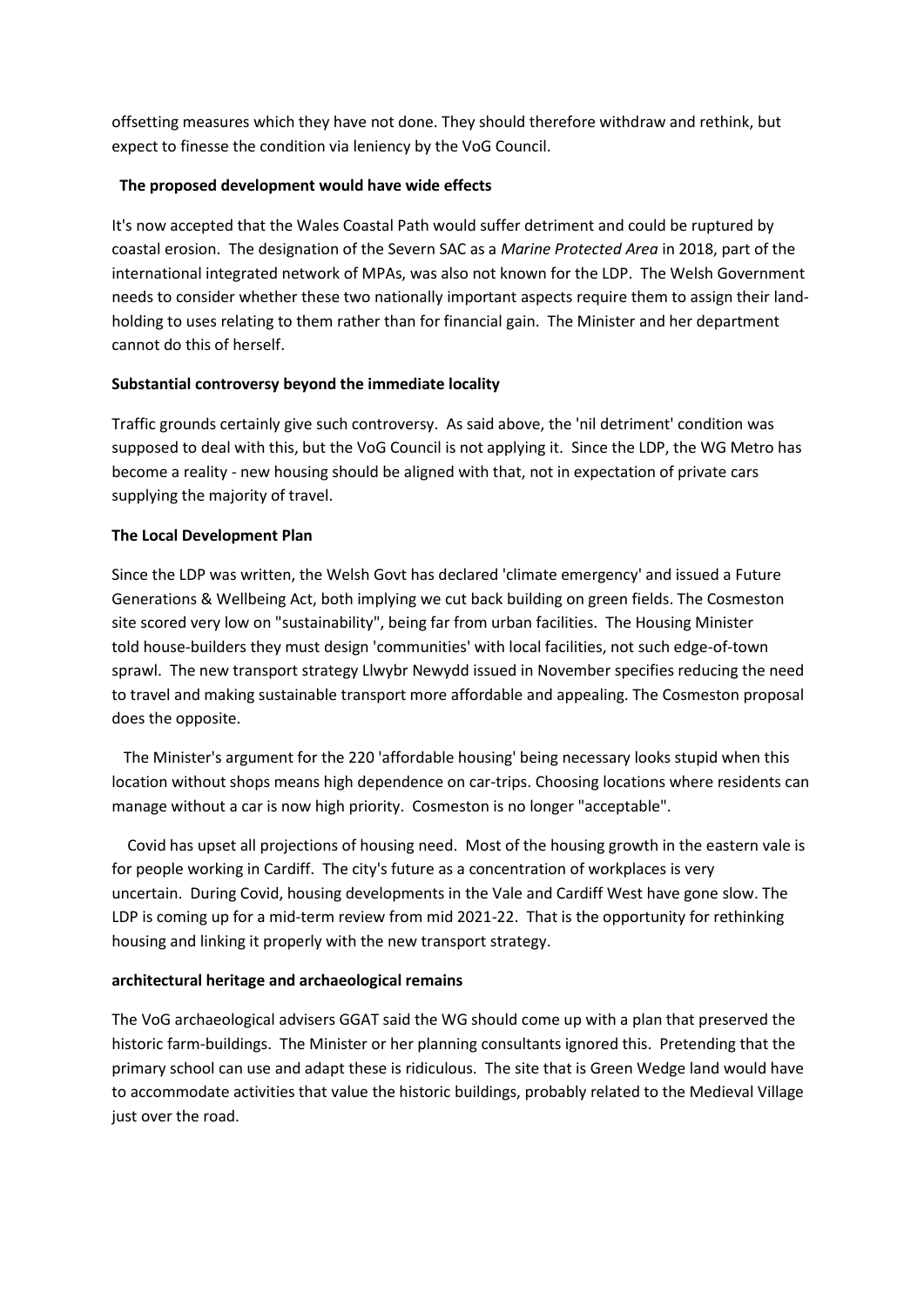offsetting measures which they have not done. They should therefore withdraw and rethink, but expect to finesse the condition via leniency by the VoG Council.

**The proposed development would have wide effects**

It's now accepted that the Wales Coastal Path would suffer detriment and could be ruptured by coastal erosion. The designation of the Severn SAC as a *Marine Protected Area* in 2018, part of the international integrated network of MPAs, was also not known for the LDP. The Welsh Government needs to consider whether these two nationally important aspects require them to assign their land-holding to uses relating to them rather than for financial gain. The Minister and her department cannot do this of herself.

**Substantial controversy beyond the immediate locality**

Traffic grounds certainly give such controversy. As said above, the 'nil detriment' condition was supposed to deal with this, but the VoG Council is not applying it. Since the LDP, the WG Metro has become a reality - new housing should be aligned with that, not in expectation of private cars supplying the majority of travel.

**The Local Development Plan**

Since the LDP was written, the Welsh Govt has declared 'climate emergency' and issued a Future Generations & Wellbeing Act, both implying we cut back building on green fields. The Cosmeston site scored very low on "sustainability", being far from urban facilities. The Housing Minister told house-builders they must design 'communities' with local facilities, not such edge-of-town sprawl. The new transport strategy Llwybr Newydd issued in November specifies reducing the need to travel and making sustainable transport more affordable and appealing. The Cosmeston proposal does the opposite.

The Minister's argument for the 220 'affordable housing' being necessary looks stupid when this location without shops means high dependence on car-trips. Choosing locations where residents can manage without a car is now high priority. Cosmeston is no longer "acceptable".

Covid has upset all projections of housing need. Most of the housing growth in the eastern vale is for people working in Cardiff. The city's future as a concentration of workplaces is very uncertain. During Covid, housing developments in the Vale and Cardiff West have gone slow. The LDP is coming up for a mid-term review from mid 2021-22. That is the opportunity for rethinking housing and linking it properly with the new transport strategy.

**architectural heritage and archaeological remains**

The VoG archaeological advisers GGAT said the WG should come up with a plan that preserved the historic farm-buildings. The Minister or her planning consultants ignored this. Pretending that the primary school can use and adapt these is ridiculous. The site that is Green Wedge land would have to accommodate activities that value the historic buildings, probably related to the Medieval Village just over the road.